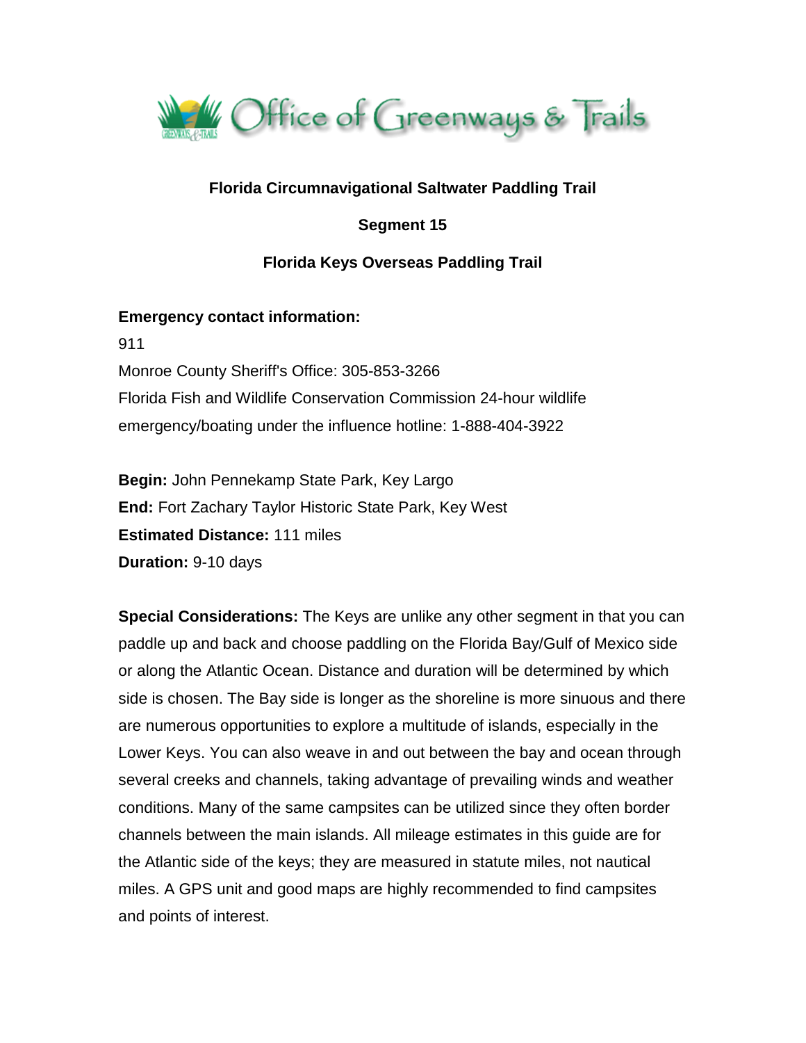Office of Greenways & Trails

# Florida Circumnavigational Saltwater Paddling Trail

## Segment 15

## Florida Keys Overseas Paddling Trail

**Emergency contact information:**

911
Monroe County Sheriff's Office: 305-853-3266
Florida Fish and Wildlife Conservation Commission 24-hour wildlife emergency/boating under the influence hotline: 1-888-404-3922

**Begin:** John Pennekamp State Park, Key Largo
**End:** Fort Zachary Taylor Historic State Park, Key West
**Estimated Distance:** 111 miles
**Duration:** 9-10 days

**Special Considerations:** The Keys are unlike any other segment in that you can paddle up and back and choose paddling on the Florida Bay/Gulf of Mexico side or along the Atlantic Ocean. Distance and duration will be determined by which side is chosen. The Bay side is longer as the shoreline is more sinuous and there are numerous opportunities to explore a multitude of islands, especially in the Lower Keys. You can also weave in and out between the bay and ocean through several creeks and channels, taking advantage of prevailing winds and weather conditions. Many of the same campsites can be utilized since they often border channels between the main islands. All mileage estimates in this guide are for the Atlantic side of the keys; they are measured in statute miles, not nautical miles. A GPS unit and good maps are highly recommended to find campsites and points of interest.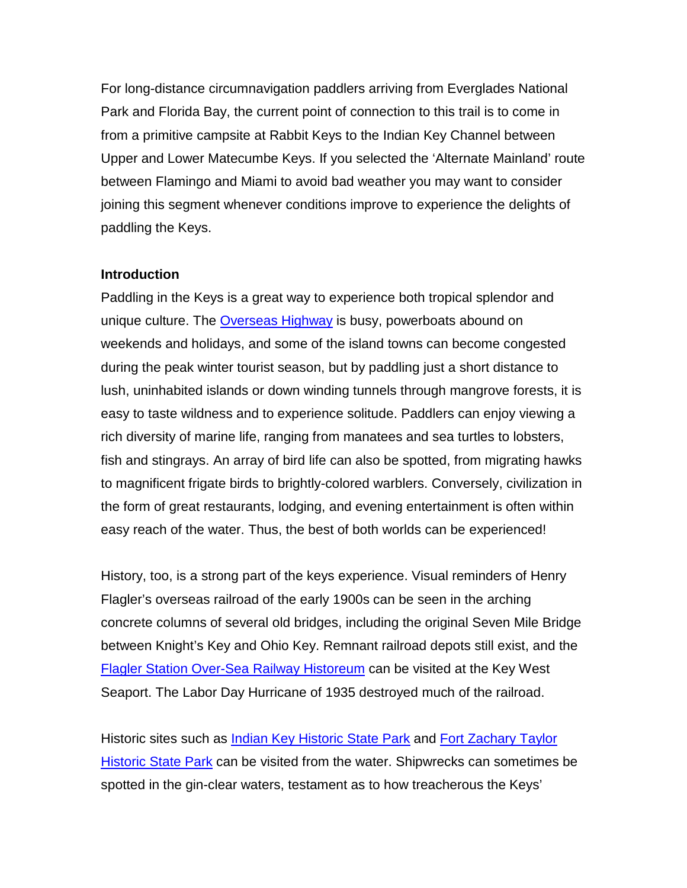For long-distance circumnavigation paddlers arriving from Everglades National Park and Florida Bay, the current point of connection to this trail is to come in from a primitive campsite at Rabbit Keys to the Indian Key Channel between Upper and Lower Matecumbe Keys. If you selected the 'Alternate Mainland' route between Flamingo and Miami to avoid bad weather you may want to consider joining this segment whenever conditions improve to experience the delights of paddling the Keys.

**Introduction**

Paddling in the Keys is a great way to experience both tropical splendor and unique culture. The Overseas Highway is busy, powerboats abound on weekends and holidays, and some of the island towns can become congested during the peak winter tourist season, but by paddling just a short distance to lush, uninhabited islands or down winding tunnels through mangrove forests, it is easy to taste wildness and to experience solitude. Paddlers can enjoy viewing a rich diversity of marine life, ranging from manatees and sea turtles to lobsters, fish and stingrays. An array of bird life can also be spotted, from migrating hawks to magnificent frigate birds to brightly-colored warblers. Conversely, civilization in the form of great restaurants, lodging, and evening entertainment is often within easy reach of the water. Thus, the best of both worlds can be experienced!

History, too, is a strong part of the keys experience. Visual reminders of Henry Flagler's overseas railroad of the early 1900s can be seen in the arching concrete columns of several old bridges, including the original Seven Mile Bridge between Knight's Key and Ohio Key. Remnant railroad depots still exist, and the Flagler Station Over-Sea Railway Historeum can be visited at the Key West Seaport. The Labor Day Hurricane of 1935 destroyed much of the railroad.

Historic sites such as Indian Key Historic State Park and Fort Zachary Taylor Historic State Park can be visited from the water. Shipwrecks can sometimes be spotted in the gin-clear waters, testament as to how treacherous the Keys'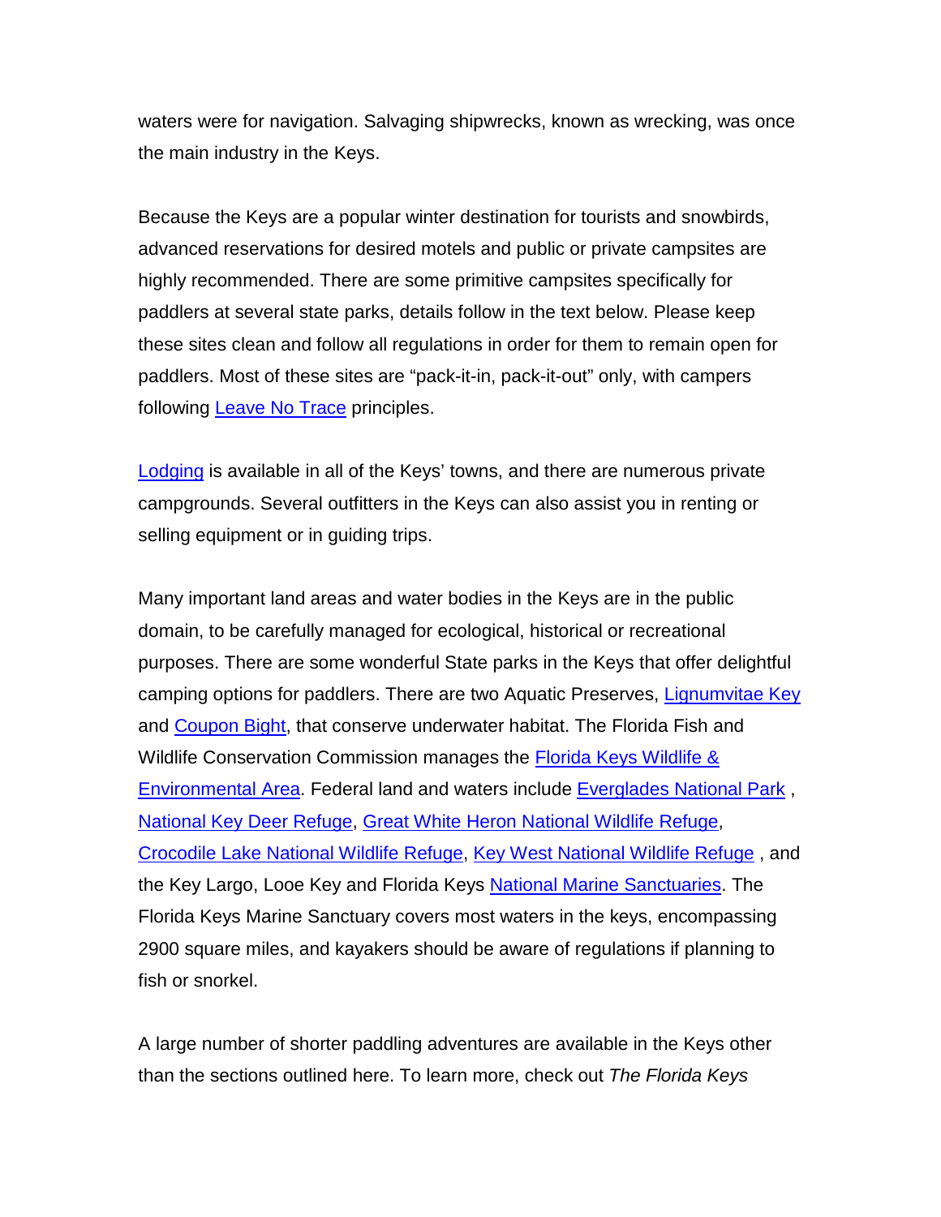waters were for navigation. Salvaging shipwrecks, known as wrecking, was once the main industry in the Keys.

Because the Keys are a popular winter destination for tourists and snowbirds, advanced reservations for desired motels and public or private campsites are highly recommended. There are some primitive campsites specifically for paddlers at several state parks, details follow in the text below. Please keep these sites clean and follow all regulations in order for them to remain open for paddlers. Most of these sites are "pack-it-in, pack-it-out" only, with campers following Leave No Trace principles.

Lodging is available in all of the Keys' towns, and there are numerous private campgrounds. Several outfitters in the Keys can also assist you in renting or selling equipment or in guiding trips.

Many important land areas and water bodies in the Keys are in the public domain, to be carefully managed for ecological, historical or recreational purposes. There are some wonderful State parks in the Keys that offer delightful camping options for paddlers. There are two Aquatic Preserves, Lignumvitae Key and Coupon Bight, that conserve underwater habitat. The Florida Fish and Wildlife Conservation Commission manages the Florida Keys Wildlife & Environmental Area. Federal land and waters include Everglades National Park , National Key Deer Refuge, Great White Heron National Wildlife Refuge, Crocodile Lake National Wildlife Refuge, Key West National Wildlife Refuge , and the Key Largo, Looe Key and Florida Keys National Marine Sanctuaries. The Florida Keys Marine Sanctuary covers most waters in the keys, encompassing 2900 square miles, and kayakers should be aware of regulations if planning to fish or snorkel.

A large number of shorter paddling adventures are available in the Keys other than the sections outlined here. To learn more, check out *The Florida Keys*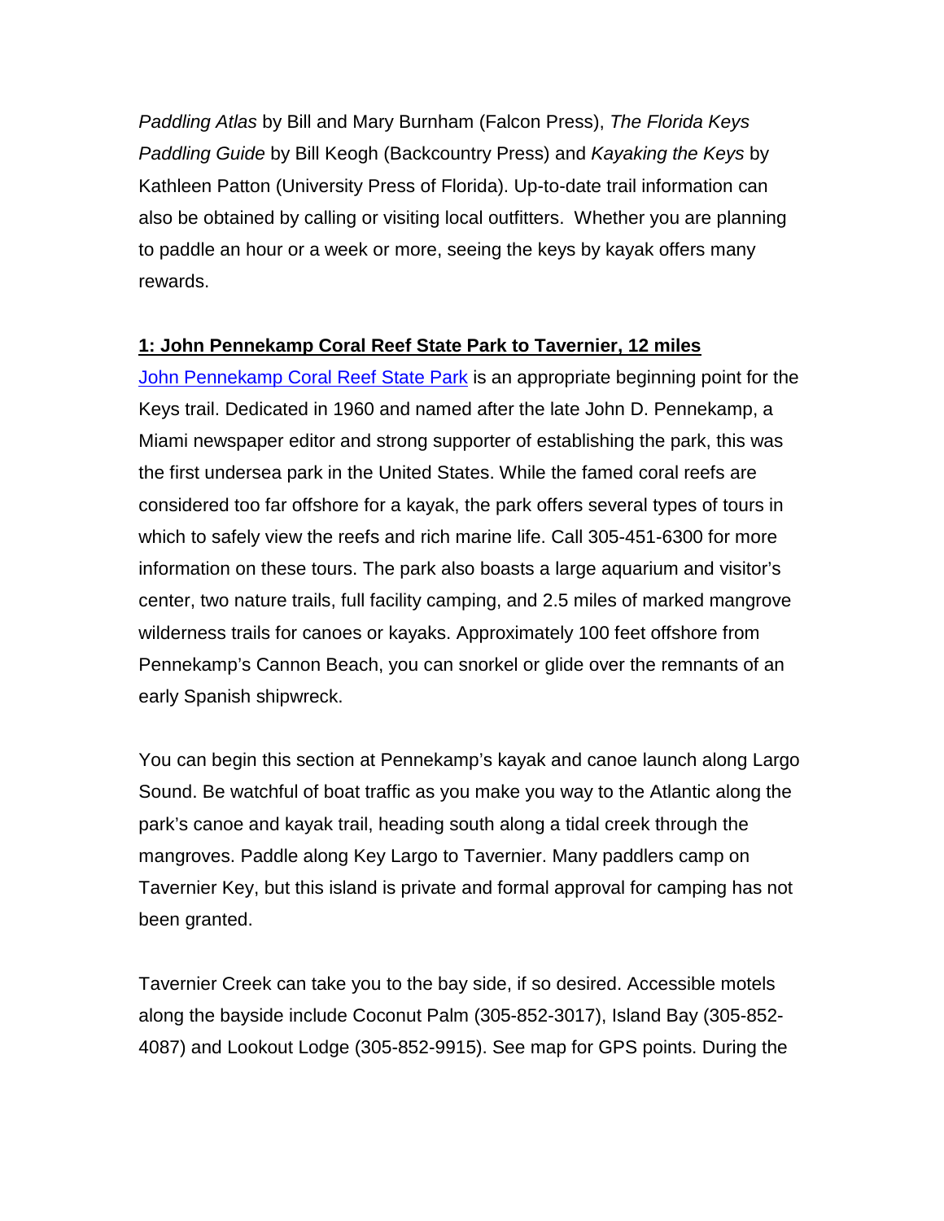*Paddling Atlas* by Bill and Mary Burnham (Falcon Press), *The Florida Keys Paddling Guide* by Bill Keogh (Backcountry Press) and *Kayaking the Keys* by Kathleen Patton (University Press of Florida). Up-to-date trail information can also be obtained by calling or visiting local outfitters. Whether you are planning to paddle an hour or a week or more, seeing the keys by kayak offers many rewards.

## 1: John Pennekamp Coral Reef State Park to Tavernier, 12 miles

John Pennekamp Coral Reef State Park is an appropriate beginning point for the Keys trail. Dedicated in 1960 and named after the late John D. Pennekamp, a Miami newspaper editor and strong supporter of establishing the park, this was the first undersea park in the United States. While the famed coral reefs are considered too far offshore for a kayak, the park offers several types of tours in which to safely view the reefs and rich marine life. Call 305-451-6300 for more information on these tours. The park also boasts a large aquarium and visitor's center, two nature trails, full facility camping, and 2.5 miles of marked mangrove wilderness trails for canoes or kayaks. Approximately 100 feet offshore from Pennekamp's Cannon Beach, you can snorkel or glide over the remnants of an early Spanish shipwreck.

You can begin this section at Pennekamp's kayak and canoe launch along Largo Sound. Be watchful of boat traffic as you make you way to the Atlantic along the park's canoe and kayak trail, heading south along a tidal creek through the mangroves. Paddle along Key Largo to Tavernier. Many paddlers camp on Tavernier Key, but this island is private and formal approval for camping has not been granted.

Tavernier Creek can take you to the bay side, if so desired. Accessible motels along the bayside include Coconut Palm (305-852-3017), Island Bay (305-852-4087) and Lookout Lodge (305-852-9915). See map for GPS points. During the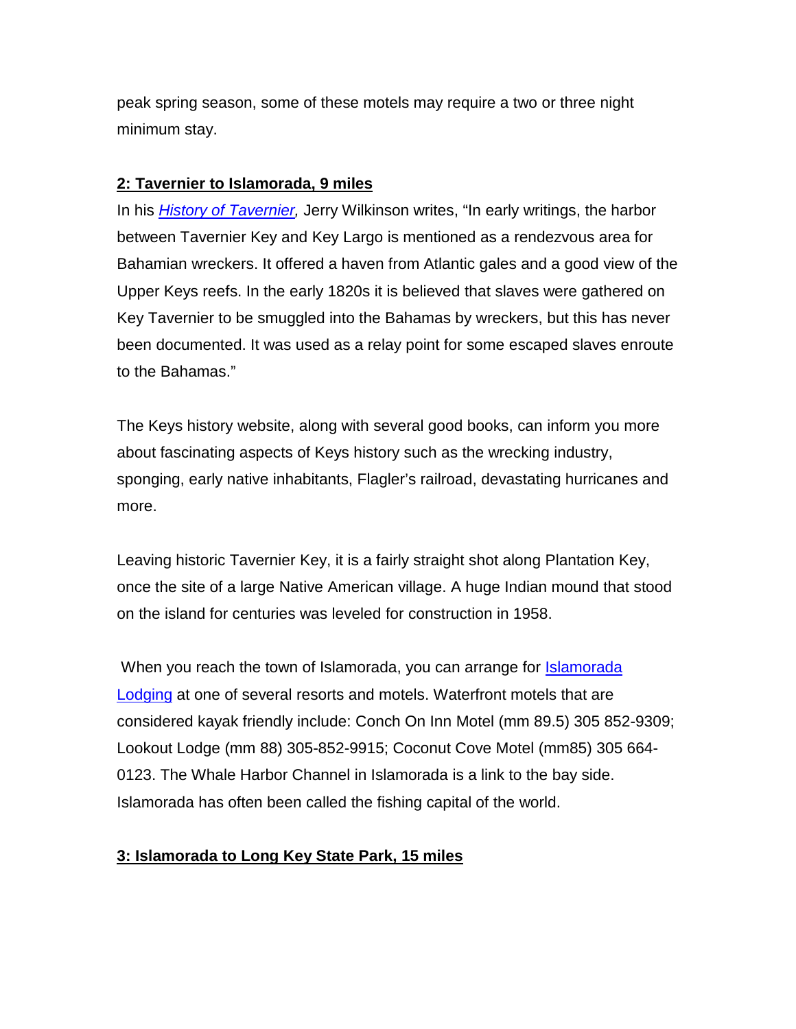peak spring season, some of these motels may require a two or three night minimum stay.

**2: Tavernier to Islamorada, 9 miles**

In his *History of Tavernier,* Jerry Wilkinson writes, “In early writings, the harbor between Tavernier Key and Key Largo is mentioned as a rendezvous area for Bahamian wreckers. It offered a haven from Atlantic gales and a good view of the Upper Keys reefs. In the early 1820s it is believed that slaves were gathered on Key Tavernier to be smuggled into the Bahamas by wreckers, but this has never been documented. It was used as a relay point for some escaped slaves enroute to the Bahamas.”

The Keys history website, along with several good books, can inform you more about fascinating aspects of Keys history such as the wrecking industry, sponging, early native inhabitants, Flagler’s railroad, devastating hurricanes and more.

Leaving historic Tavernier Key, it is a fairly straight shot along Plantation Key, once the site of a large Native American village. A huge Indian mound that stood on the island for centuries was leveled for construction in 1958.

When you reach the town of Islamorada, you can arrange for Islamorada Lodging at one of several resorts and motels. Waterfront motels that are considered kayak friendly include: Conch On Inn Motel (mm 89.5) 305 852-9309; Lookout Lodge (mm 88) 305-852-9915; Coconut Cove Motel (mm85) 305 664-0123. The Whale Harbor Channel in Islamorada is a link to the bay side. Islamorada has often been called the fishing capital of the world.

**3: Islamorada to Long Key State Park, 15 miles**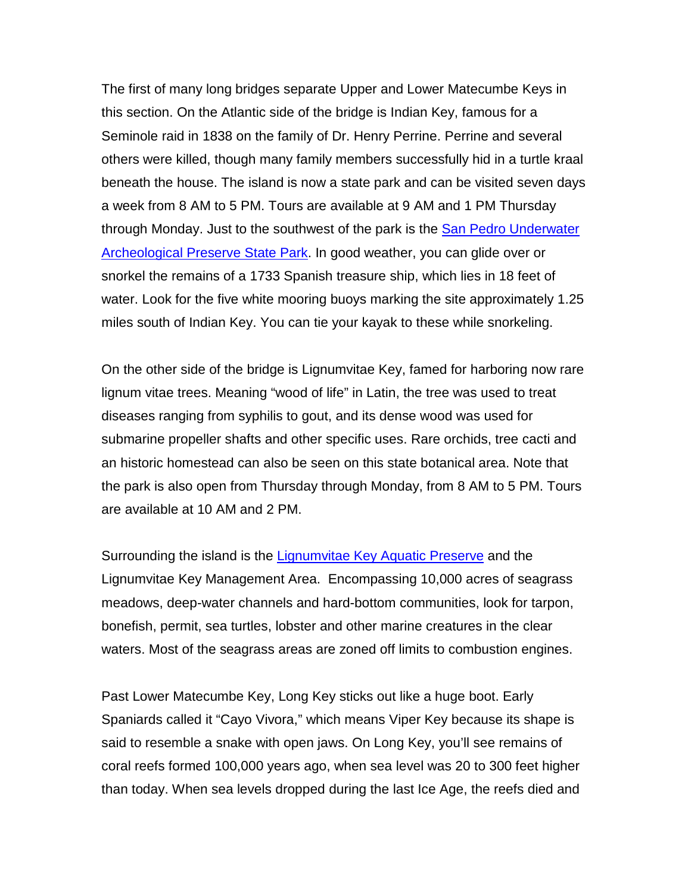The first of many long bridges separate Upper and Lower Matecumbe Keys in this section. On the Atlantic side of the bridge is Indian Key, famous for a Seminole raid in 1838 on the family of Dr. Henry Perrine. Perrine and several others were killed, though many family members successfully hid in a turtle kraal beneath the house. The island is now a state park and can be visited seven days a week from 8 AM to 5 PM. Tours are available at 9 AM and 1 PM Thursday through Monday. Just to the southwest of the park is the San Pedro Underwater Archeological Preserve State Park. In good weather, you can glide over or snorkel the remains of a 1733 Spanish treasure ship, which lies in 18 feet of water. Look for the five white mooring buoys marking the site approximately 1.25 miles south of Indian Key. You can tie your kayak to these while snorkeling.

On the other side of the bridge is Lignumvitae Key, famed for harboring now rare lignum vitae trees. Meaning "wood of life" in Latin, the tree was used to treat diseases ranging from syphilis to gout, and its dense wood was used for submarine propeller shafts and other specific uses. Rare orchids, tree cacti and an historic homestead can also be seen on this state botanical area. Note that the park is also open from Thursday through Monday, from 8 AM to 5 PM. Tours are available at 10 AM and 2 PM.

Surrounding the island is the Lignumvitae Key Aquatic Preserve and the Lignumvitae Key Management Area. Encompassing 10,000 acres of seagrass meadows, deep-water channels and hard-bottom communities, look for tarpon, bonefish, permit, sea turtles, lobster and other marine creatures in the clear waters. Most of the seagrass areas are zoned off limits to combustion engines.

Past Lower Matecumbe Key, Long Key sticks out like a huge boot. Early Spaniards called it "Cayo Vivora," which means Viper Key because its shape is said to resemble a snake with open jaws. On Long Key, you'll see remains of coral reefs formed 100,000 years ago, when sea level was 20 to 300 feet higher than today. When sea levels dropped during the last Ice Age, the reefs died and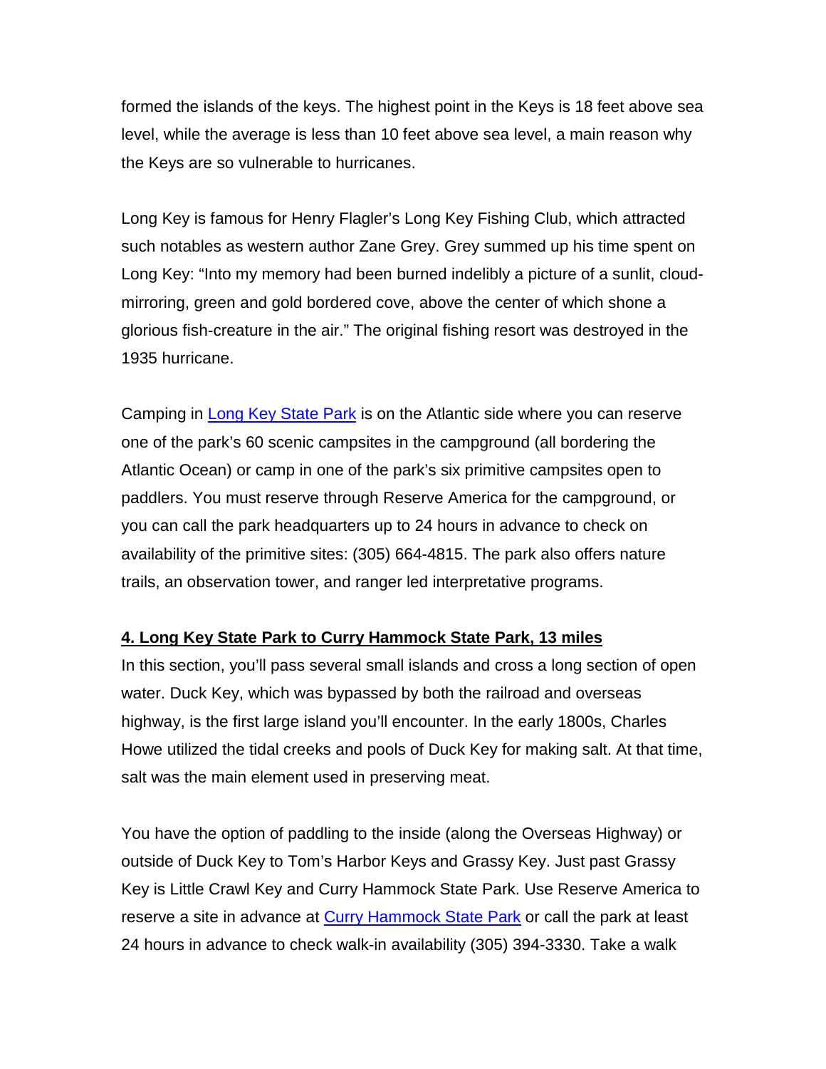formed the islands of the keys. The highest point in the Keys is 18 feet above sea level, while the average is less than 10 feet above sea level, a main reason why the Keys are so vulnerable to hurricanes.

Long Key is famous for Henry Flagler's Long Key Fishing Club, which attracted such notables as western author Zane Grey. Grey summed up his time spent on Long Key: "Into my memory had been burned indelibly a picture of a sunlit, cloud-mirroring, green and gold bordered cove, above the center of which shone a glorious fish-creature in the air." The original fishing resort was destroyed in the 1935 hurricane.

Camping in [Long Key State Park]() is on the Atlantic side where you can reserve one of the park's 60 scenic campsites in the campground (all bordering the Atlantic Ocean) or camp in one of the park's six primitive campsites open to paddlers. You must reserve through Reserve America for the campground, or you can call the park headquarters up to 24 hours in advance to check on availability of the primitive sites: (305) 664-4815. The park also offers nature trails, an observation tower, and ranger led interpretative programs.

**4. Long Key State Park to Curry Hammock State Park, 13 miles**

In this section, you'll pass several small islands and cross a long section of open water. Duck Key, which was bypassed by both the railroad and overseas highway, is the first large island you'll encounter. In the early 1800s, Charles Howe utilized the tidal creeks and pools of Duck Key for making salt. At that time, salt was the main element used in preserving meat.

You have the option of paddling to the inside (along the Overseas Highway) or outside of Duck Key to Tom's Harbor Keys and Grassy Key. Just past Grassy Key is Little Crawl Key and Curry Hammock State Park. Use Reserve America to reserve a site in advance at [Curry Hammock State Park]() or call the park at least 24 hours in advance to check walk-in availability (305) 394-3330. Take a walk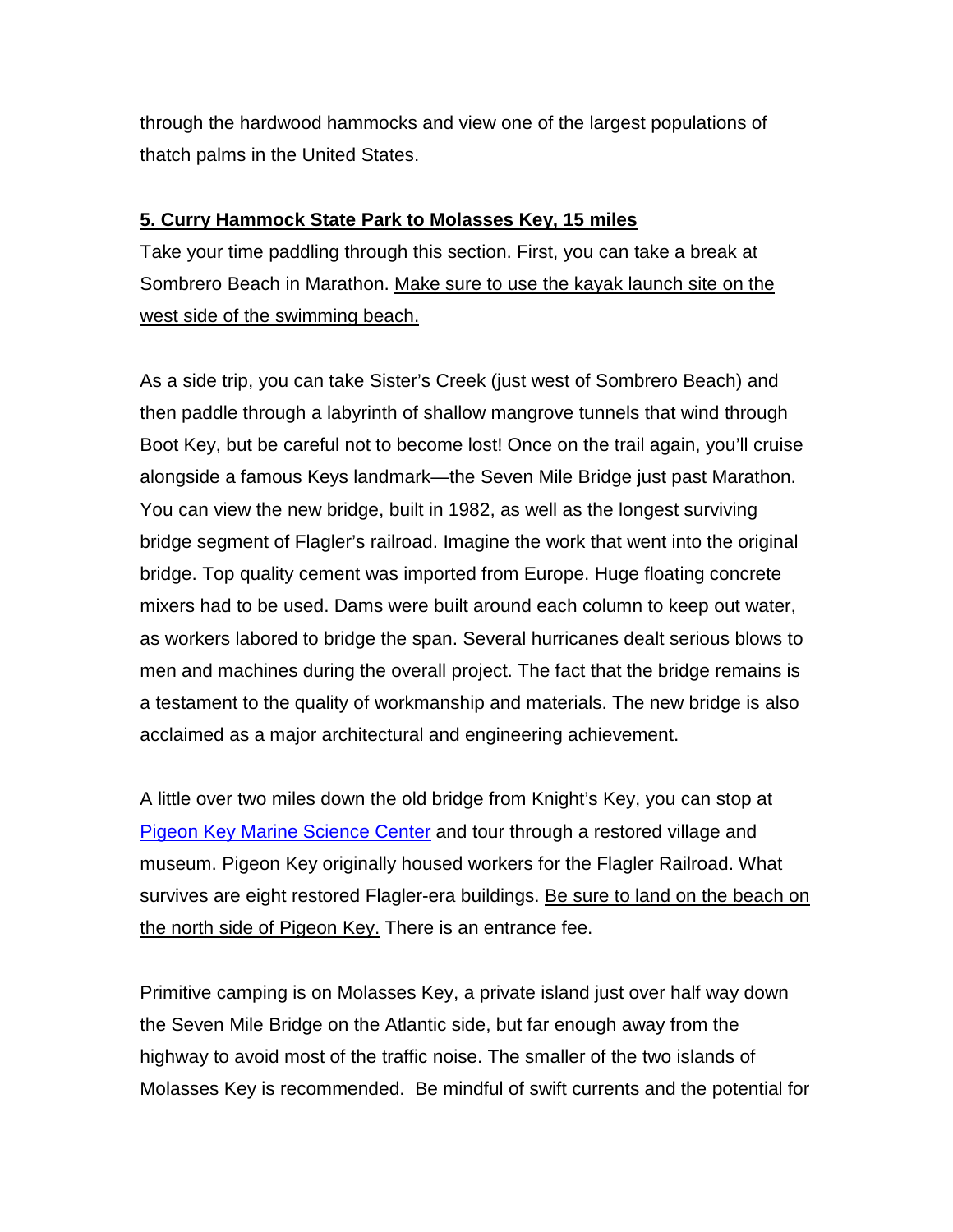through the hardwood hammocks and view one of the largest populations of thatch palms in the United States.

## 5. Curry Hammock State Park to Molasses Key, 15 miles

Take your time paddling through this section. First, you can take a break at Sombrero Beach in Marathon. Make sure to use the kayak launch site on the west side of the swimming beach.

As a side trip, you can take Sister's Creek (just west of Sombrero Beach) and then paddle through a labyrinth of shallow mangrove tunnels that wind through Boot Key, but be careful not to become lost! Once on the trail again, you'll cruise alongside a famous Keys landmark—the Seven Mile Bridge just past Marathon. You can view the new bridge, built in 1982, as well as the longest surviving bridge segment of Flagler's railroad. Imagine the work that went into the original bridge. Top quality cement was imported from Europe. Huge floating concrete mixers had to be used. Dams were built around each column to keep out water, as workers labored to bridge the span. Several hurricanes dealt serious blows to men and machines during the overall project. The fact that the bridge remains is a testament to the quality of workmanship and materials. The new bridge is also acclaimed as a major architectural and engineering achievement.

A little over two miles down the old bridge from Knight's Key, you can stop at Pigeon Key Marine Science Center and tour through a restored village and museum. Pigeon Key originally housed workers for the Flagler Railroad. What survives are eight restored Flagler-era buildings. Be sure to land on the beach on the north side of Pigeon Key. There is an entrance fee.

Primitive camping is on Molasses Key, a private island just over half way down the Seven Mile Bridge on the Atlantic side, but far enough away from the highway to avoid most of the traffic noise. The smaller of the two islands of Molasses Key is recommended. Be mindful of swift currents and the potential for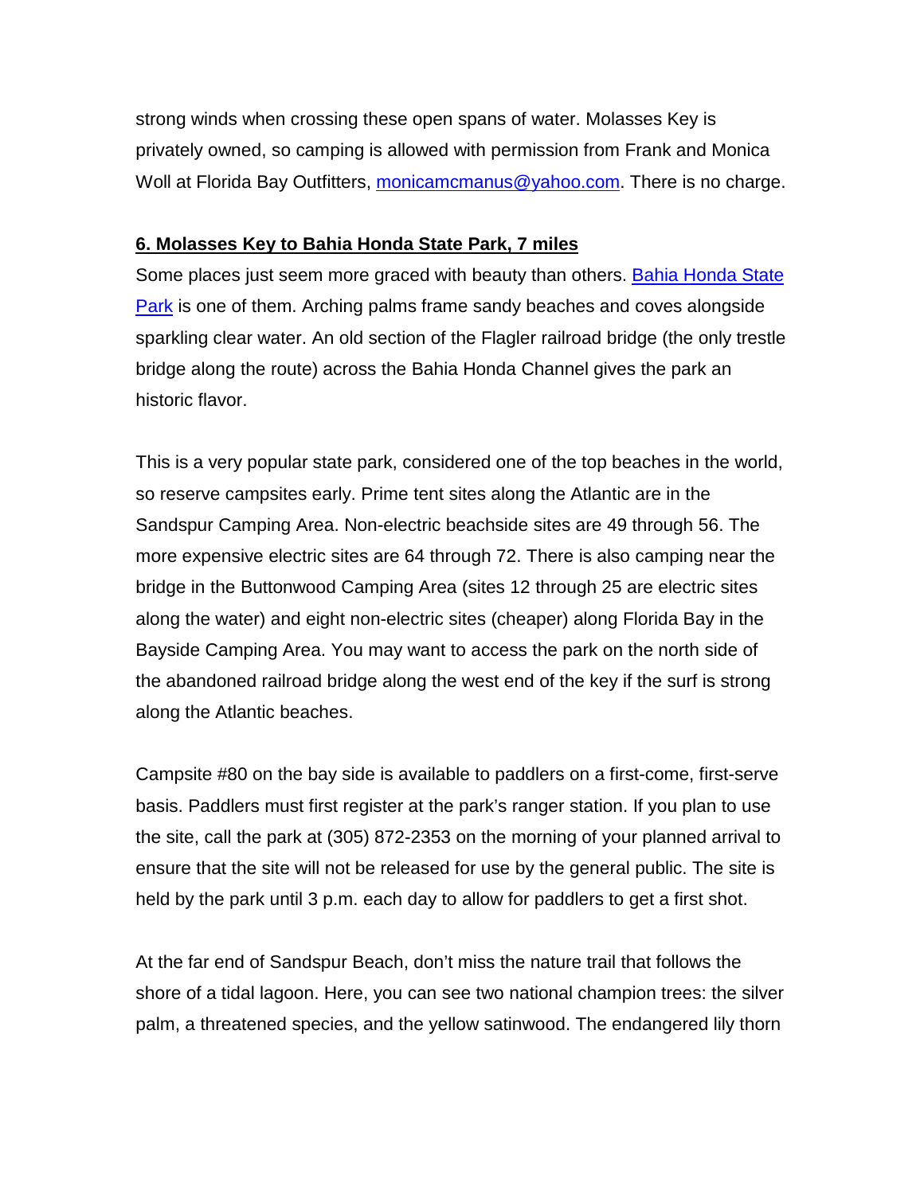strong winds when crossing these open spans of water. Molasses Key is privately owned, so camping is allowed with permission from Frank and Monica Woll at Florida Bay Outfitters, [monicamcmanus@yahoo.com](mailto:monicamcmanus@yahoo.com). There is no charge.

### 6. Molasses Key to Bahia Honda State Park, 7 miles

Some places just seem more graced with beauty than others. Bahia Honda State Park is one of them. Arching palms frame sandy beaches and coves alongside sparkling clear water. An old section of the Flagler railroad bridge (the only trestle bridge along the route) across the Bahia Honda Channel gives the park an historic flavor.

This is a very popular state park, considered one of the top beaches in the world, so reserve campsites early. Prime tent sites along the Atlantic are in the Sandspur Camping Area. Non-electric beachside sites are 49 through 56. The more expensive electric sites are 64 through 72. There is also camping near the bridge in the Buttonwood Camping Area (sites 12 through 25 are electric sites along the water) and eight non-electric sites (cheaper) along Florida Bay in the Bayside Camping Area. You may want to access the park on the north side of the abandoned railroad bridge along the west end of the key if the surf is strong along the Atlantic beaches.

Campsite #80 on the bay side is available to paddlers on a first-come, first-serve basis. Paddlers must first register at the park's ranger station. If you plan to use the site, call the park at (305) 872-2353 on the morning of your planned arrival to ensure that the site will not be released for use by the general public. The site is held by the park until 3 p.m. each day to allow for paddlers to get a first shot.

At the far end of Sandspur Beach, don't miss the nature trail that follows the shore of a tidal lagoon. Here, you can see two national champion trees: the silver palm, a threatened species, and the yellow satinwood. The endangered lily thorn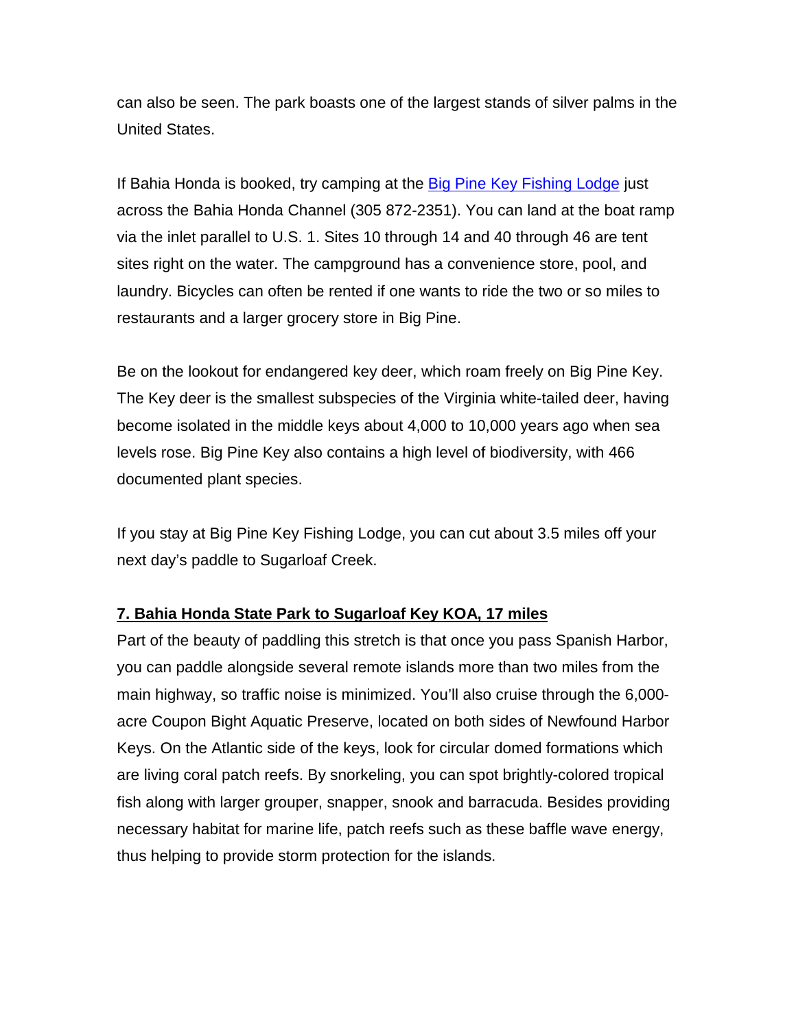can also be seen. The park boasts one of the largest stands of silver palms in the United States.

If Bahia Honda is booked, try camping at the [Big Pine Key Fishing Lodge]() just across the Bahia Honda Channel (305 872-2351). You can land at the boat ramp via the inlet parallel to U.S. 1. Sites 10 through 14 and 40 through 46 are tent sites right on the water. The campground has a convenience store, pool, and laundry. Bicycles can often be rented if one wants to ride the two or so miles to restaurants and a larger grocery store in Big Pine.

Be on the lookout for endangered key deer, which roam freely on Big Pine Key. The Key deer is the smallest subspecies of the Virginia white-tailed deer, having become isolated in the middle keys about 4,000 to 10,000 years ago when sea levels rose. Big Pine Key also contains a high level of biodiversity, with 466 documented plant species.

If you stay at Big Pine Key Fishing Lodge, you can cut about 3.5 miles off your next day's paddle to Sugarloaf Creek.

**7. Bahia Honda State Park to Sugarloaf Key KOA, 17 miles**

Part of the beauty of paddling this stretch is that once you pass Spanish Harbor, you can paddle alongside several remote islands more than two miles from the main highway, so traffic noise is minimized. You'll also cruise through the 6,000-acre Coupon Bight Aquatic Preserve, located on both sides of Newfound Harbor Keys. On the Atlantic side of the keys, look for circular domed formations which are living coral patch reefs. By snorkeling, you can spot brightly-colored tropical fish along with larger grouper, snapper, snook and barracuda. Besides providing necessary habitat for marine life, patch reefs such as these baffle wave energy, thus helping to provide storm protection for the islands.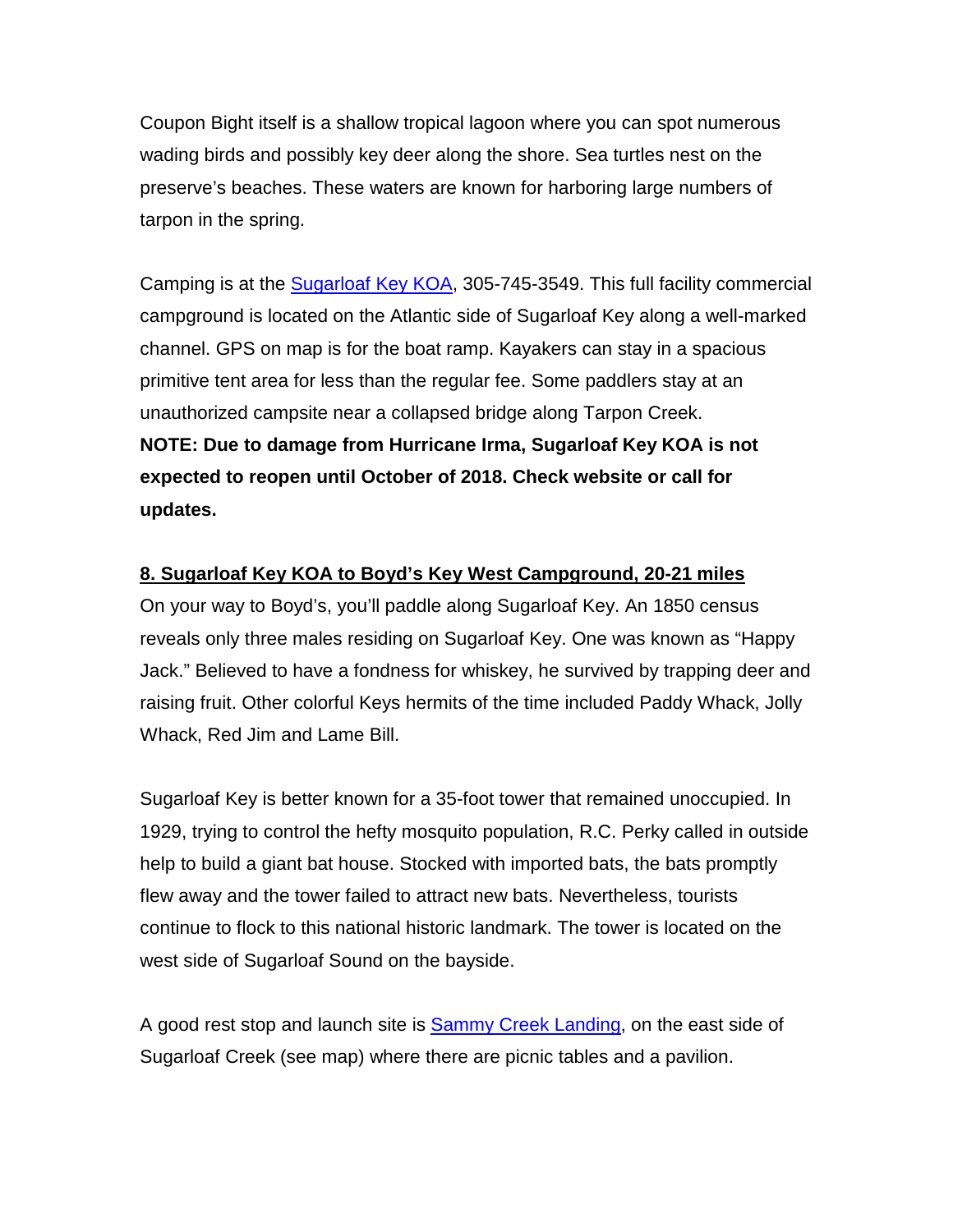Coupon Bight itself is a shallow tropical lagoon where you can spot numerous wading birds and possibly key deer along the shore. Sea turtles nest on the preserve's beaches. These waters are known for harboring large numbers of tarpon in the spring.

Camping is at the Sugarloaf Key KOA, 305-745-3549. This full facility commercial campground is located on the Atlantic side of Sugarloaf Key along a well-marked channel. GPS on map is for the boat ramp. Kayakers can stay in a spacious primitive tent area for less than the regular fee. Some paddlers stay at an unauthorized campsite near a collapsed bridge along Tarpon Creek.
**NOTE: Due to damage from Hurricane Irma, Sugarloaf Key KOA is not expected to reopen until October of 2018. Check website or call for updates.**

## 8. Sugarloaf Key KOA to Boyd's Key West Campground, 20-21 miles

On your way to Boyd's, you'll paddle along Sugarloaf Key. An 1850 census reveals only three males residing on Sugarloaf Key. One was known as "Happy Jack." Believed to have a fondness for whiskey, he survived by trapping deer and raising fruit. Other colorful Keys hermits of the time included Paddy Whack, Jolly Whack, Red Jim and Lame Bill.

Sugarloaf Key is better known for a 35-foot tower that remained unoccupied. In 1929, trying to control the hefty mosquito population, R.C. Perky called in outside help to build a giant bat house. Stocked with imported bats, the bats promptly flew away and the tower failed to attract new bats. Nevertheless, tourists continue to flock to this national historic landmark. The tower is located on the west side of Sugarloaf Sound on the bayside.

A good rest stop and launch site is Sammy Creek Landing, on the east side of Sugarloaf Creek (see map) where there are picnic tables and a pavilion.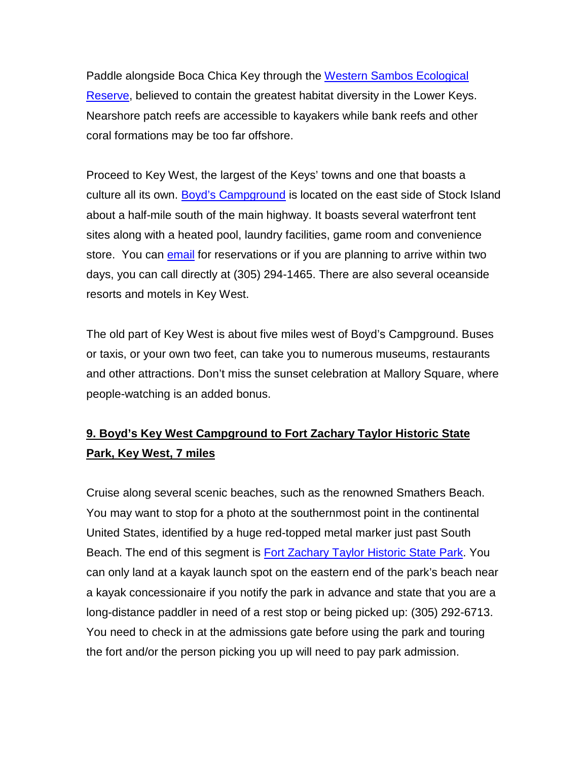Paddle alongside Boca Chica Key through the Western Sambos Ecological Reserve, believed to contain the greatest habitat diversity in the Lower Keys. Nearshore patch reefs are accessible to kayakers while bank reefs and other coral formations may be too far offshore.

Proceed to Key West, the largest of the Keys' towns and one that boasts a culture all its own. Boyd's Campground is located on the east side of Stock Island about a half-mile south of the main highway. It boasts several waterfront tent sites along with a heated pool, laundry facilities, game room and convenience store. You can email for reservations or if you are planning to arrive within two days, you can call directly at (305) 294-1465. There are also several oceanside resorts and motels in Key West.

The old part of Key West is about five miles west of Boyd's Campground. Buses or taxis, or your own two feet, can take you to numerous museums, restaurants and other attractions. Don't miss the sunset celebration at Mallory Square, where people-watching is an added bonus.

### 9. Boyd's Key West Campground to Fort Zachary Taylor Historic State Park, Key West, 7 miles

Cruise along several scenic beaches, such as the renowned Smathers Beach. You may want to stop for a photo at the southernmost point in the continental United States, identified by a huge red-topped metal marker just past South Beach. The end of this segment is Fort Zachary Taylor Historic State Park. You can only land at a kayak launch spot on the eastern end of the park's beach near a kayak concessionaire if you notify the park in advance and state that you are a long-distance paddler in need of a rest stop or being picked up: (305) 292-6713. You need to check in at the admissions gate before using the park and touring the fort and/or the person picking you up will need to pay park admission.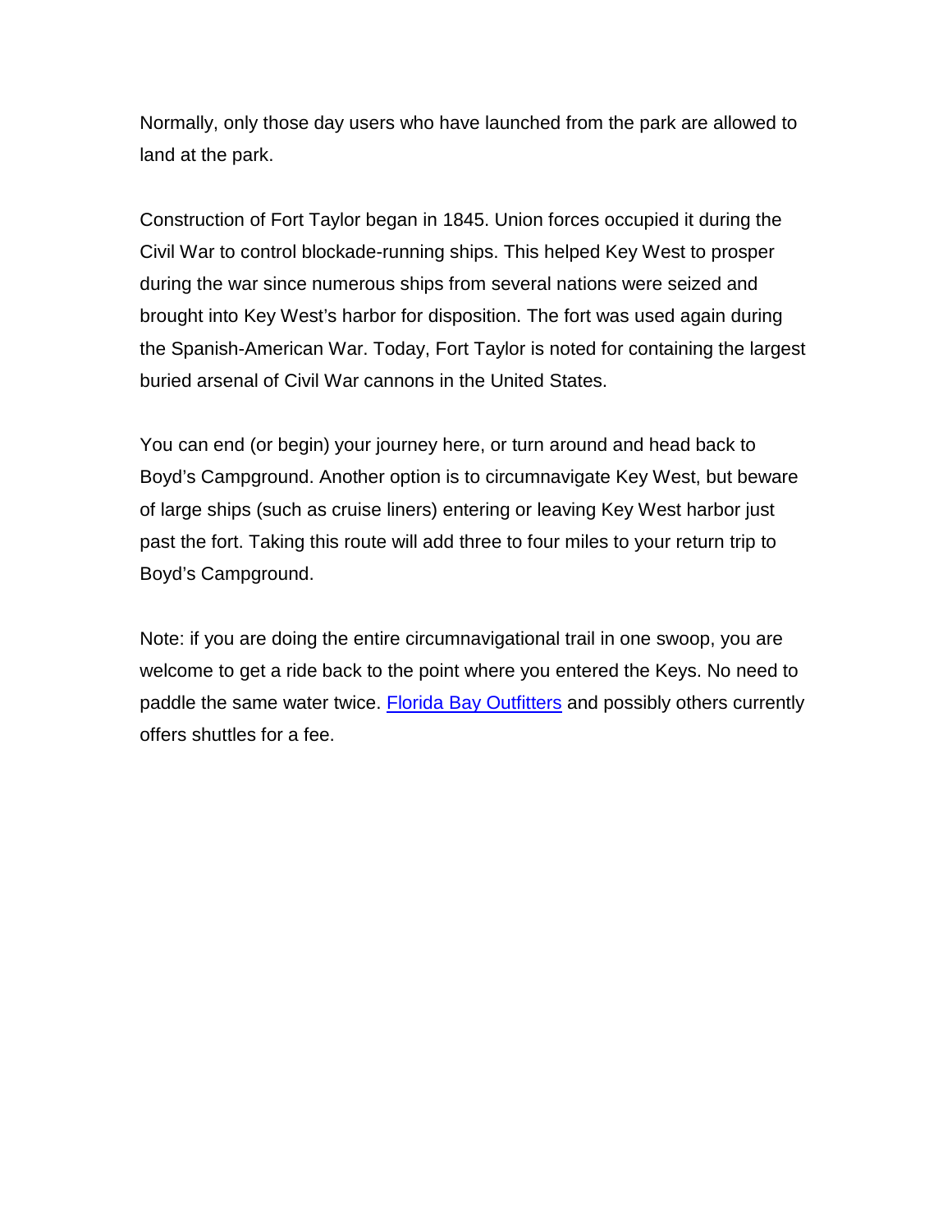Normally, only those day users who have launched from the park are allowed to land at the park.

Construction of Fort Taylor began in 1845. Union forces occupied it during the Civil War to control blockade-running ships. This helped Key West to prosper during the war since numerous ships from several nations were seized and brought into Key West's harbor for disposition. The fort was used again during the Spanish-American War. Today, Fort Taylor is noted for containing the largest buried arsenal of Civil War cannons in the United States.

You can end (or begin) your journey here, or turn around and head back to Boyd's Campground. Another option is to circumnavigate Key West, but beware of large ships (such as cruise liners) entering or leaving Key West harbor just past the fort. Taking this route will add three to four miles to your return trip to Boyd's Campground.

Note: if you are doing the entire circumnavigational trail in one swoop, you are welcome to get a ride back to the point where you entered the Keys. No need to paddle the same water twice. Florida Bay Outfitters and possibly others currently offers shuttles for a fee.